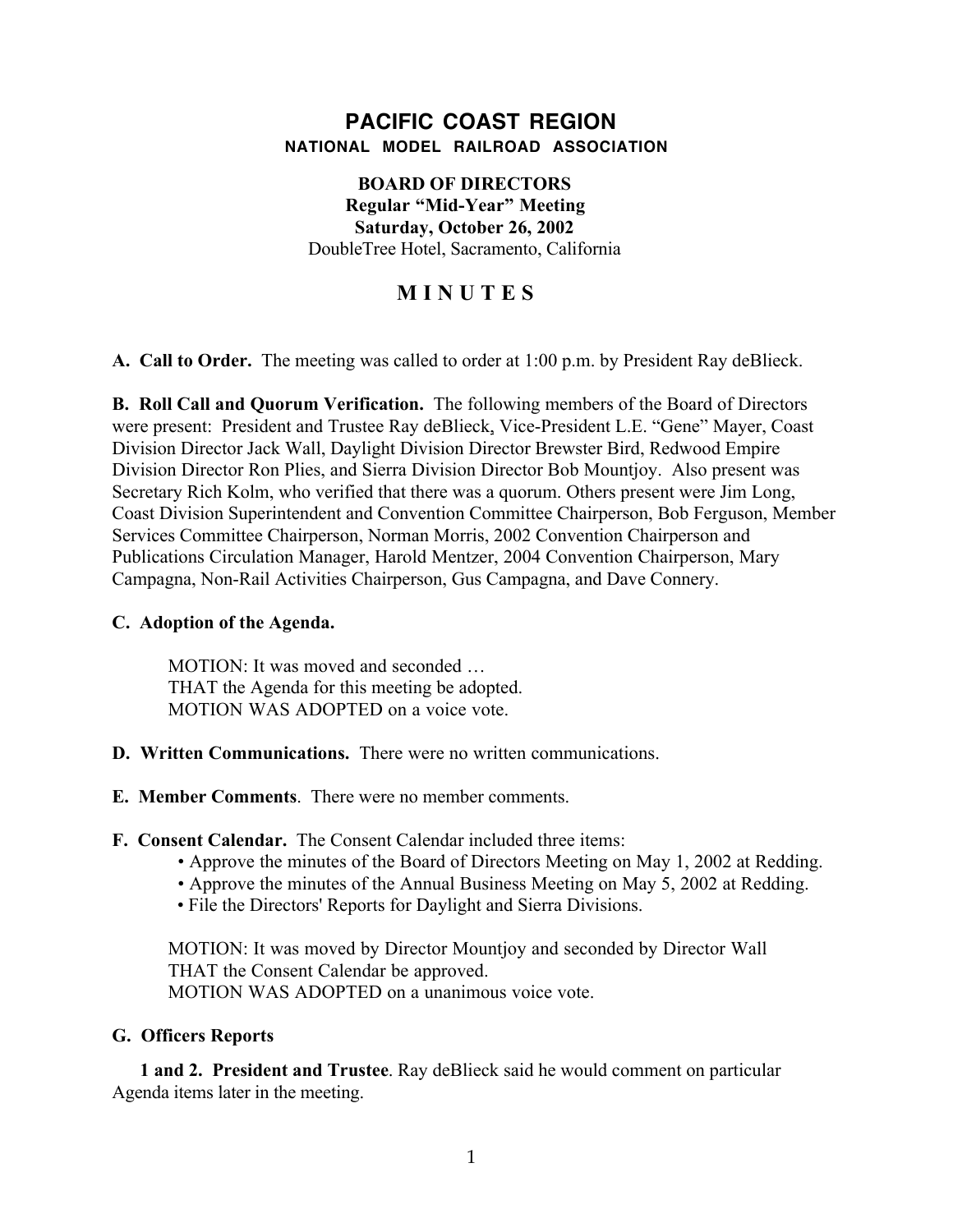# PACIFIC COAST REGION

## NATIONAL MODEL RAILROAD ASSOCIATION

**BOARD OF DIRECTORS**
**Regular "Mid-Year" Meeting**
**Saturday, October 26, 2002**
DoubleTree Hotel, Sacramento, California

## M I N U T E S

**A. Call to Order.** The meeting was called to order at 1:00 p.m. by President Ray deBlieck.

**B. Roll Call and Quorum Verification.** The following members of the Board of Directors were present: President and Trustee Ray deBlieck, Vice-President L.E. "Gene" Mayer, Coast Division Director Jack Wall, Daylight Division Director Brewster Bird, Redwood Empire Division Director Ron Plies, and Sierra Division Director Bob Mountjoy. Also present was Secretary Rich Kolm, who verified that there was a quorum. Others present were Jim Long, Coast Division Superintendent and Convention Committee Chairperson, Bob Ferguson, Member Services Committee Chairperson, Norman Morris, 2002 Convention Chairperson and Publications Circulation Manager, Harold Mentzer, 2004 Convention Chairperson, Mary Campagna, Non-Rail Activities Chairperson, Gus Campagna, and Dave Connery.

**C. Adoption of the Agenda.**

> MOTION: It was moved and seconded …
> THAT the Agenda for this meeting be adopted.
> MOTION WAS ADOPTED on a voice vote.

**D. Written Communications.** There were no written communications.

**E. Member Comments**. There were no member comments.

**F. Consent Calendar.** The Consent Calendar included three items:

- Approve the minutes of the Board of Directors Meeting on May 1, 2002 at Redding.
- Approve the minutes of the Annual Business Meeting on May 5, 2002 at Redding.
- File the Directors' Reports for Daylight and Sierra Divisions.

> MOTION: It was moved by Director Mountjoy and seconded by Director Wall
> THAT the Consent Calendar be approved.
> MOTION WAS ADOPTED on a unanimous voice vote.

**G. Officers Reports**

**1 and 2. President and Trustee**. Ray deBlieck said he would comment on particular Agenda items later in the meeting.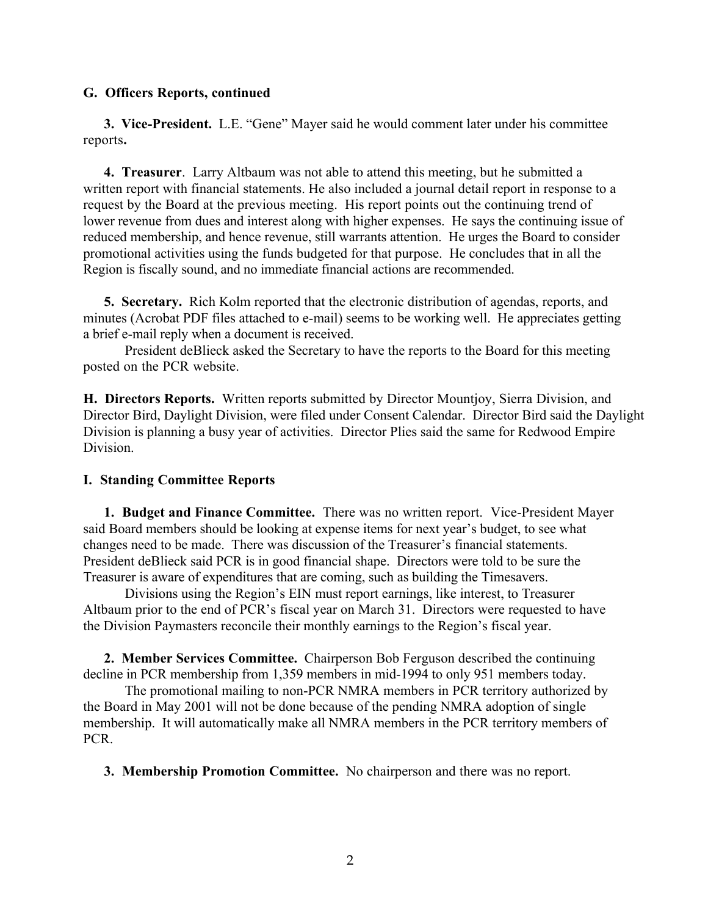## G. Officers Reports, continued

**3. Vice-President.** L.E. "Gene" Mayer said he would comment later under his committee reports**.**

**4. Treasurer**. Larry Altbaum was not able to attend this meeting, but he submitted a written report with financial statements. He also included a journal detail report in response to a request by the Board at the previous meeting. His report points out the continuing trend of lower revenue from dues and interest along with higher expenses. He says the continuing issue of reduced membership, and hence revenue, still warrants attention. He urges the Board to consider promotional activities using the funds budgeted for that purpose. He concludes that in all the Region is fiscally sound, and no immediate financial actions are recommended.

**5. Secretary.** Rich Kolm reported that the electronic distribution of agendas, reports, and minutes (Acrobat PDF files attached to e-mail) seems to be working well. He appreciates getting a brief e-mail reply when a document is received.

President deBlieck asked the Secretary to have the reports to the Board for this meeting posted on the PCR website.

**H. Directors Reports.** Written reports submitted by Director Mountjoy, Sierra Division, and Director Bird, Daylight Division, were filed under Consent Calendar. Director Bird said the Daylight Division is planning a busy year of activities. Director Plies said the same for Redwood Empire Division.

## I. Standing Committee Reports

**1. Budget and Finance Committee.** There was no written report. Vice-President Mayer said Board members should be looking at expense items for next year's budget, to see what changes need to be made. There was discussion of the Treasurer's financial statements. President deBlieck said PCR is in good financial shape. Directors were told to be sure the Treasurer is aware of expenditures that are coming, such as building the Timesavers.

Divisions using the Region's EIN must report earnings, like interest, to Treasurer Altbaum prior to the end of PCR's fiscal year on March 31. Directors were requested to have the Division Paymasters reconcile their monthly earnings to the Region's fiscal year.

**2. Member Services Committee.** Chairperson Bob Ferguson described the continuing decline in PCR membership from 1,359 members in mid-1994 to only 951 members today.

The promotional mailing to non-PCR NMRA members in PCR territory authorized by the Board in May 2001 will not be done because of the pending NMRA adoption of single membership. It will automatically make all NMRA members in the PCR territory members of PCR.

**3. Membership Promotion Committee.** No chairperson and there was no report.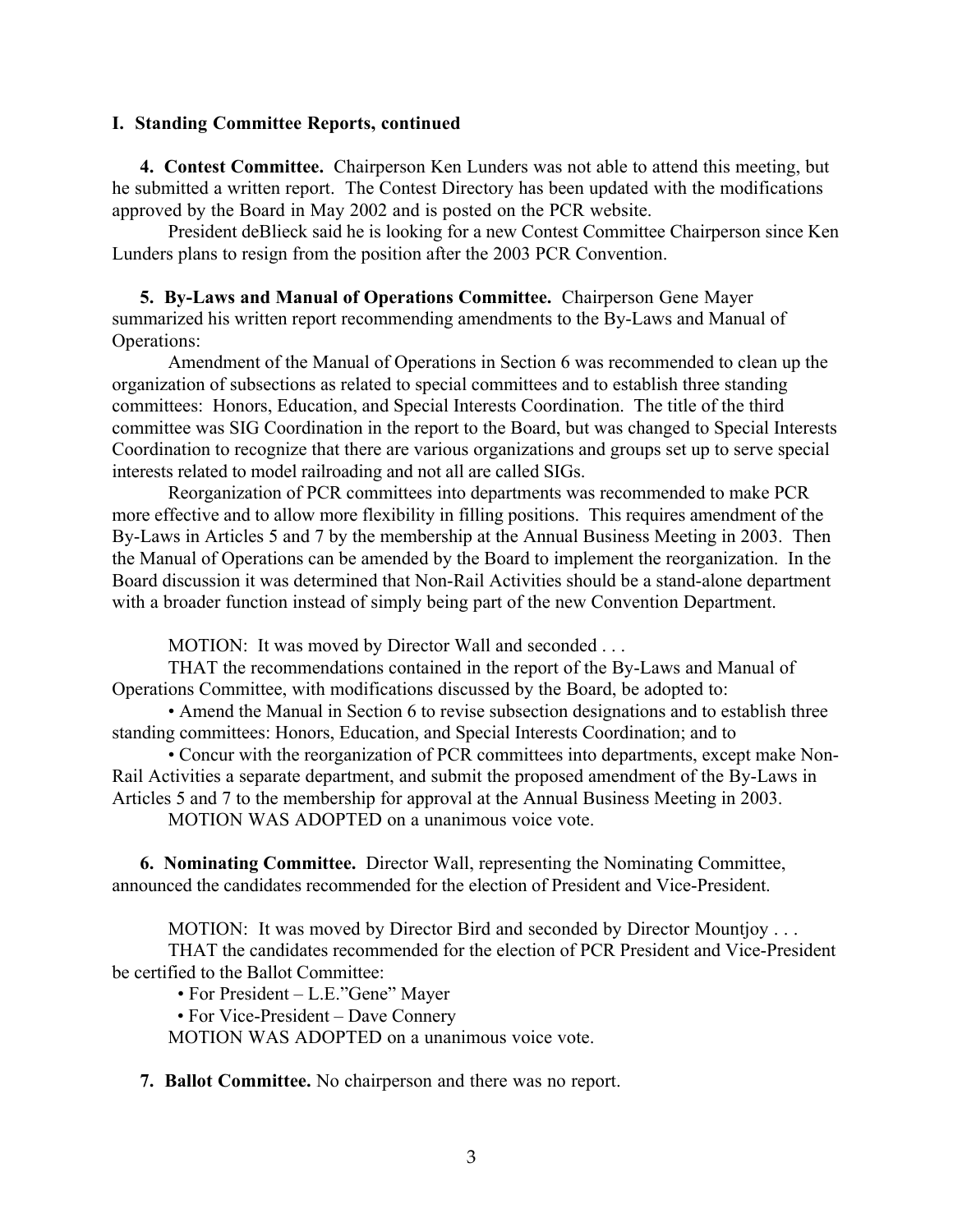**I. Standing Committee Reports, continued**

**4. Contest Committee.** Chairperson Ken Lunders was not able to attend this meeting, but he submitted a written report. The Contest Directory has been updated with the modifications approved by the Board in May 2002 and is posted on the PCR website.

President deBlieck said he is looking for a new Contest Committee Chairperson since Ken Lunders plans to resign from the position after the 2003 PCR Convention.

**5. By-Laws and Manual of Operations Committee.** Chairperson Gene Mayer summarized his written report recommending amendments to the By-Laws and Manual of Operations:

Amendment of the Manual of Operations in Section 6 was recommended to clean up the organization of subsections as related to special committees and to establish three standing committees: Honors, Education, and Special Interests Coordination. The title of the third committee was SIG Coordination in the report to the Board, but was changed to Special Interests Coordination to recognize that there are various organizations and groups set up to serve special interests related to model railroading and not all are called SIGs.

Reorganization of PCR committees into departments was recommended to make PCR more effective and to allow more flexibility in filling positions. This requires amendment of the By-Laws in Articles 5 and 7 by the membership at the Annual Business Meeting in 2003. Then the Manual of Operations can be amended by the Board to implement the reorganization. In the Board discussion it was determined that Non-Rail Activities should be a stand-alone department with a broader function instead of simply being part of the new Convention Department.

MOTION: It was moved by Director Wall and seconded . . .

THAT the recommendations contained in the report of the By-Laws and Manual of Operations Committee, with modifications discussed by the Board, be adopted to:

- Amend the Manual in Section 6 to revise subsection designations and to establish three standing committees: Honors, Education, and Special Interests Coordination; and to
- Concur with the reorganization of PCR committees into departments, except make Non-Rail Activities a separate department, and submit the proposed amendment of the By-Laws in Articles 5 and 7 to the membership for approval at the Annual Business Meeting in 2003.

MOTION WAS ADOPTED on a unanimous voice vote.

**6. Nominating Committee.** Director Wall, representing the Nominating Committee, announced the candidates recommended for the election of President and Vice-President.

MOTION: It was moved by Director Bird and seconded by Director Mountjoy . . .

THAT the candidates recommended for the election of PCR President and Vice-President be certified to the Ballot Committee:

- For President – L.E."Gene" Mayer
- For Vice-President – Dave Connery

MOTION WAS ADOPTED on a unanimous voice vote.

**7. Ballot Committee.** No chairperson and there was no report.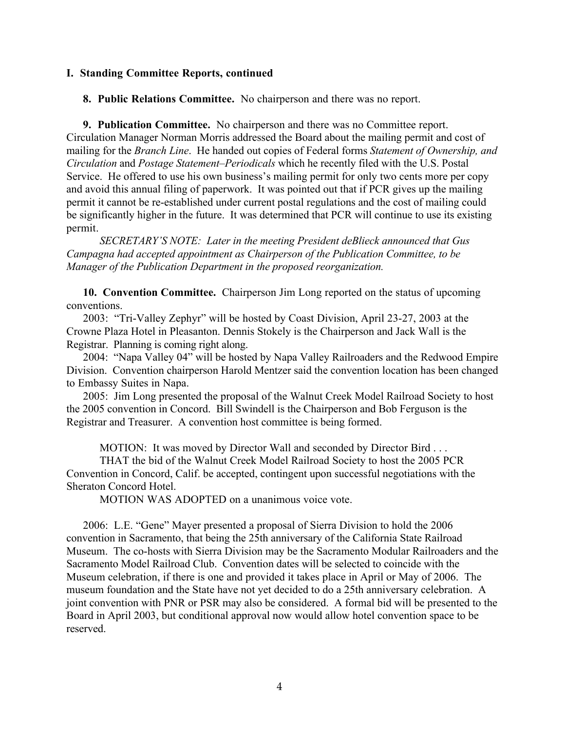**I. Standing Committee Reports, continued**

**8. Public Relations Committee.** No chairperson and there was no report.

**9. Publication Committee.** No chairperson and there was no Committee report. Circulation Manager Norman Morris addressed the Board about the mailing permit and cost of mailing for the *Branch Line*. He handed out copies of Federal forms *Statement of Ownership, and Circulation* and *Postage Statement–Periodicals* which he recently filed with the U.S. Postal Service. He offered to use his own business's mailing permit for only two cents more per copy and avoid this annual filing of paperwork. It was pointed out that if PCR gives up the mailing permit it cannot be re-established under current postal regulations and the cost of mailing could be significantly higher in the future. It was determined that PCR will continue to use its existing permit.

*SECRETARY'S NOTE: Later in the meeting President deBlieck announced that Gus Campagna had accepted appointment as Chairperson of the Publication Committee, to be Manager of the Publication Department in the proposed reorganization.*

**10. Convention Committee.** Chairperson Jim Long reported on the status of upcoming conventions.

2003: "Tri-Valley Zephyr" will be hosted by Coast Division, April 23-27, 2003 at the Crowne Plaza Hotel in Pleasanton. Dennis Stokely is the Chairperson and Jack Wall is the Registrar. Planning is coming right along.

2004: "Napa Valley 04" will be hosted by Napa Valley Railroaders and the Redwood Empire Division. Convention chairperson Harold Mentzer said the convention location has been changed to Embassy Suites in Napa.

2005: Jim Long presented the proposal of the Walnut Creek Model Railroad Society to host the 2005 convention in Concord. Bill Swindell is the Chairperson and Bob Ferguson is the Registrar and Treasurer. A convention host committee is being formed.

MOTION: It was moved by Director Wall and seconded by Director Bird . . .

THAT the bid of the Walnut Creek Model Railroad Society to host the 2005 PCR Convention in Concord, Calif. be accepted, contingent upon successful negotiations with the Sheraton Concord Hotel.

MOTION WAS ADOPTED on a unanimous voice vote.

2006: L.E. "Gene" Mayer presented a proposal of Sierra Division to hold the 2006 convention in Sacramento, that being the 25th anniversary of the California State Railroad Museum. The co-hosts with Sierra Division may be the Sacramento Modular Railroaders and the Sacramento Model Railroad Club. Convention dates will be selected to coincide with the Museum celebration, if there is one and provided it takes place in April or May of 2006. The museum foundation and the State have not yet decided to do a 25th anniversary celebration. A joint convention with PNR or PSR may also be considered. A formal bid will be presented to the Board in April 2003, but conditional approval now would allow hotel convention space to be reserved.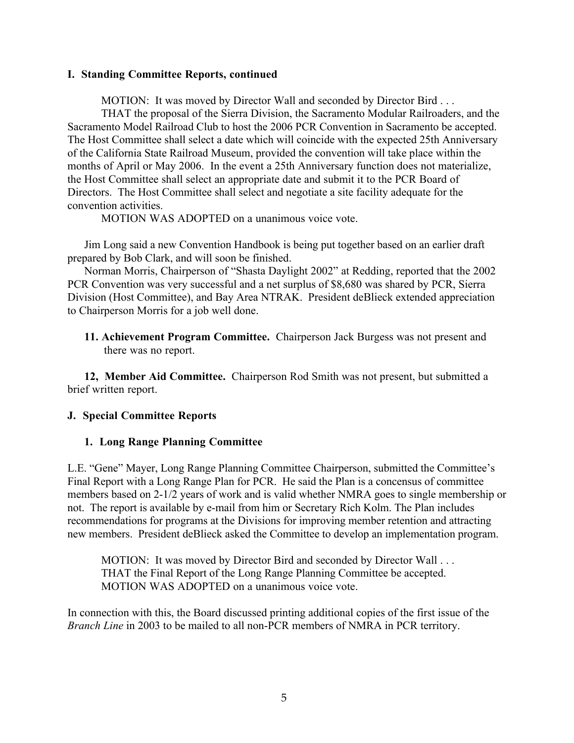### I. Standing Committee Reports, continued

MOTION: It was moved by Director Wall and seconded by Director Bird . . .
THAT the proposal of the Sierra Division, the Sacramento Modular Railroaders, and the Sacramento Model Railroad Club to host the 2006 PCR Convention in Sacramento be accepted. The Host Committee shall select a date which will coincide with the expected 25th Anniversary of the California State Railroad Museum, provided the convention will take place within the months of April or May 2006. In the event a 25th Anniversary function does not materialize, the Host Committee shall select an appropriate date and submit it to the PCR Board of Directors. The Host Committee shall select and negotiate a site facility adequate for the convention activities.
MOTION WAS ADOPTED on a unanimous voice vote.

Jim Long said a new Convention Handbook is being put together based on an earlier draft prepared by Bob Clark, and will soon be finished.

Norman Morris, Chairperson of "Shasta Daylight 2002" at Redding, reported that the 2002 PCR Convention was very successful and a net surplus of $8,680 was shared by PCR, Sierra Division (Host Committee), and Bay Area NTRAK. President deBlieck extended appreciation to Chairperson Morris for a job well done.

**11. Achievement Program Committee.** Chairperson Jack Burgess was not present and there was no report.

**12, Member Aid Committee.** Chairperson Rod Smith was not present, but submitted a brief written report.

### J. Special Committee Reports

#### 1. Long Range Planning Committee

L.E. "Gene" Mayer, Long Range Planning Committee Chairperson, submitted the Committee's Final Report with a Long Range Plan for PCR. He said the Plan is a concensus of committee members based on 2-1/2 years of work and is valid whether NMRA goes to single membership or not. The report is available by e-mail from him or Secretary Rich Kolm. The Plan includes recommendations for programs at the Divisions for improving member retention and attracting new members. President deBlieck asked the Committee to develop an implementation program.

MOTION: It was moved by Director Bird and seconded by Director Wall . . .
THAT the Final Report of the Long Range Planning Committee be accepted.
MOTION WAS ADOPTED on a unanimous voice vote.

In connection with this, the Board discussed printing additional copies of the first issue of the *Branch Line* in 2003 to be mailed to all non-PCR members of NMRA in PCR territory.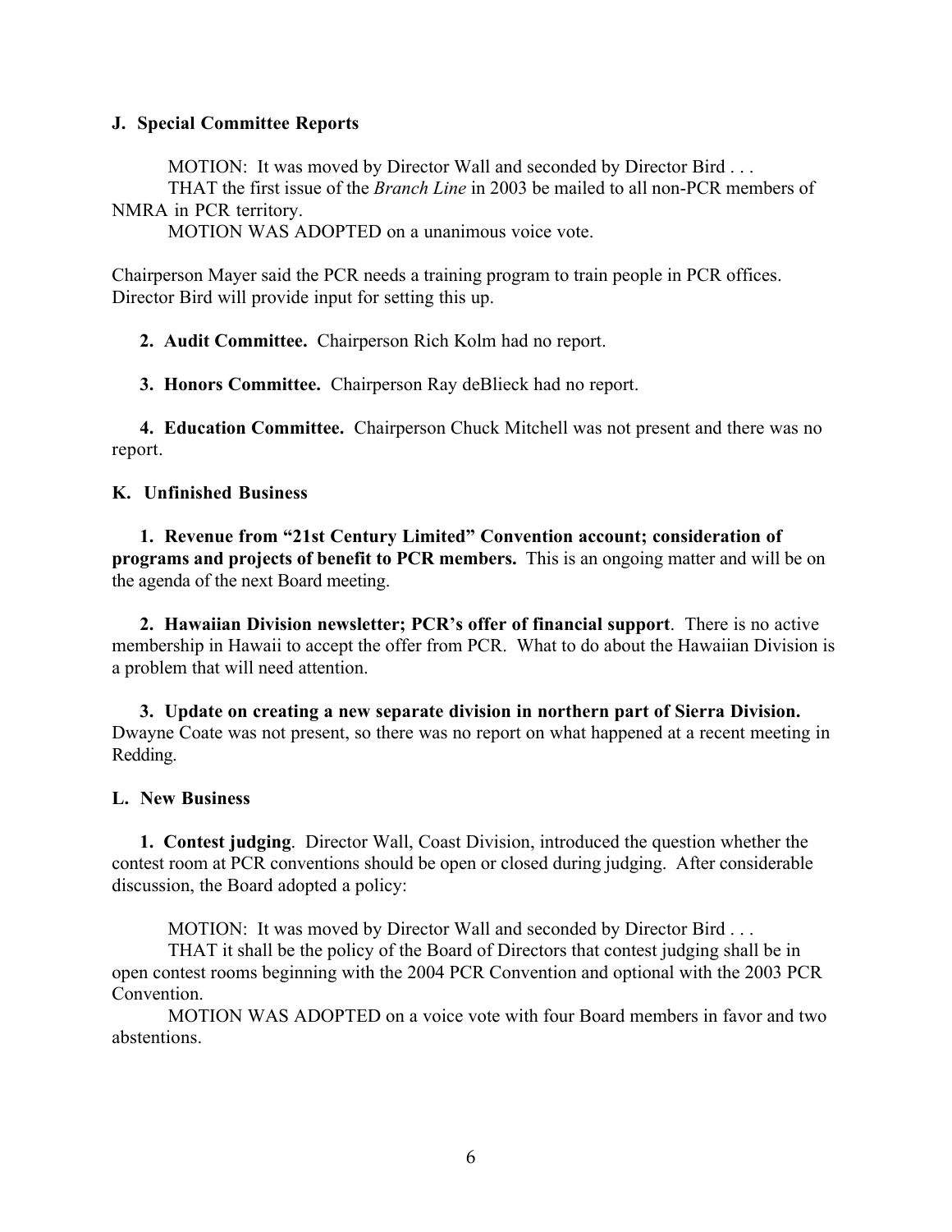**J. Special Committee Reports**

MOTION: It was moved by Director Wall and seconded by Director Bird . . .
THAT the first issue of the *Branch Line* in 2003 be mailed to all non-PCR members of NMRA in PCR territory.
MOTION WAS ADOPTED on a unanimous voice vote.

Chairperson Mayer said the PCR needs a training program to train people in PCR offices. Director Bird will provide input for setting this up.

**2. Audit Committee.** Chairperson Rich Kolm had no report.

**3. Honors Committee.** Chairperson Ray deBlieck had no report.

**4. Education Committee.** Chairperson Chuck Mitchell was not present and there was no report.

**K. Unfinished Business**

**1. Revenue from "21st Century Limited" Convention account; consideration of programs and projects of benefit to PCR members.** This is an ongoing matter and will be on the agenda of the next Board meeting.

**2. Hawaiian Division newsletter; PCR's offer of financial support**. There is no active membership in Hawaii to accept the offer from PCR. What to do about the Hawaiian Division is a problem that will need attention.

**3. Update on creating a new separate division in northern part of Sierra Division.** Dwayne Coate was not present, so there was no report on what happened at a recent meeting in Redding.

**L. New Business**

**1. Contest judging**. Director Wall, Coast Division, introduced the question whether the contest room at PCR conventions should be open or closed during judging. After considerable discussion, the Board adopted a policy:

MOTION: It was moved by Director Wall and seconded by Director Bird . . .
THAT it shall be the policy of the Board of Directors that contest judging shall be in open contest rooms beginning with the 2004 PCR Convention and optional with the 2003 PCR Convention.
MOTION WAS ADOPTED on a voice vote with four Board members in favor and two abstentions.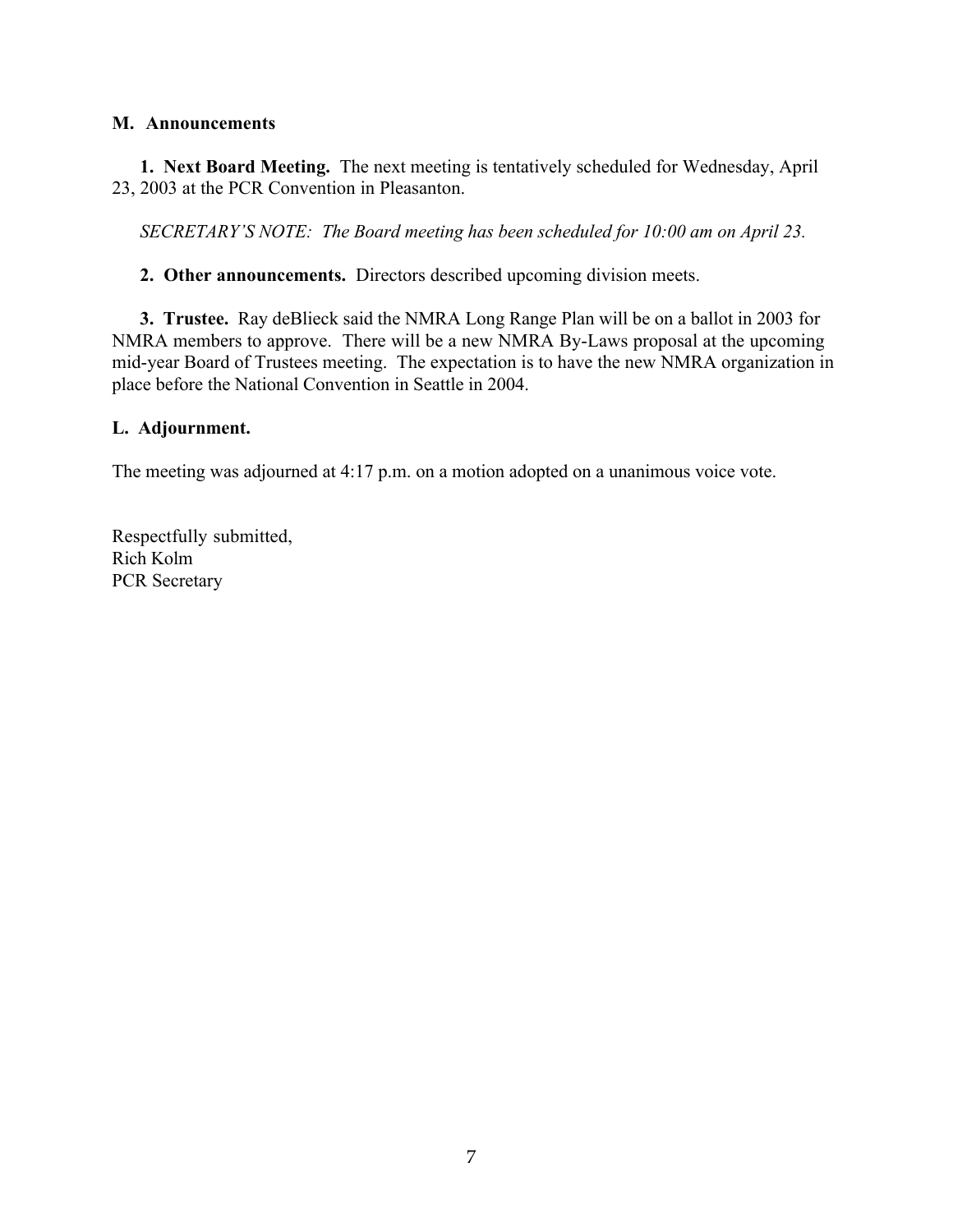**M. Announcements**

**1. Next Board Meeting.** The next meeting is tentatively scheduled for Wednesday, April 23, 2003 at the PCR Convention in Pleasanton.

*SECRETARY'S NOTE: The Board meeting has been scheduled for 10:00 am on April 23.*

**2. Other announcements.** Directors described upcoming division meets.

**3. Trustee.** Ray deBlieck said the NMRA Long Range Plan will be on a ballot in 2003 for NMRA members to approve. There will be a new NMRA By-Laws proposal at the upcoming mid-year Board of Trustees meeting. The expectation is to have the new NMRA organization in place before the National Convention in Seattle in 2004.

**L. Adjournment.**

The meeting was adjourned at 4:17 p.m. on a motion adopted on a unanimous voice vote.

Respectfully submitted,
Rich Kolm
PCR Secretary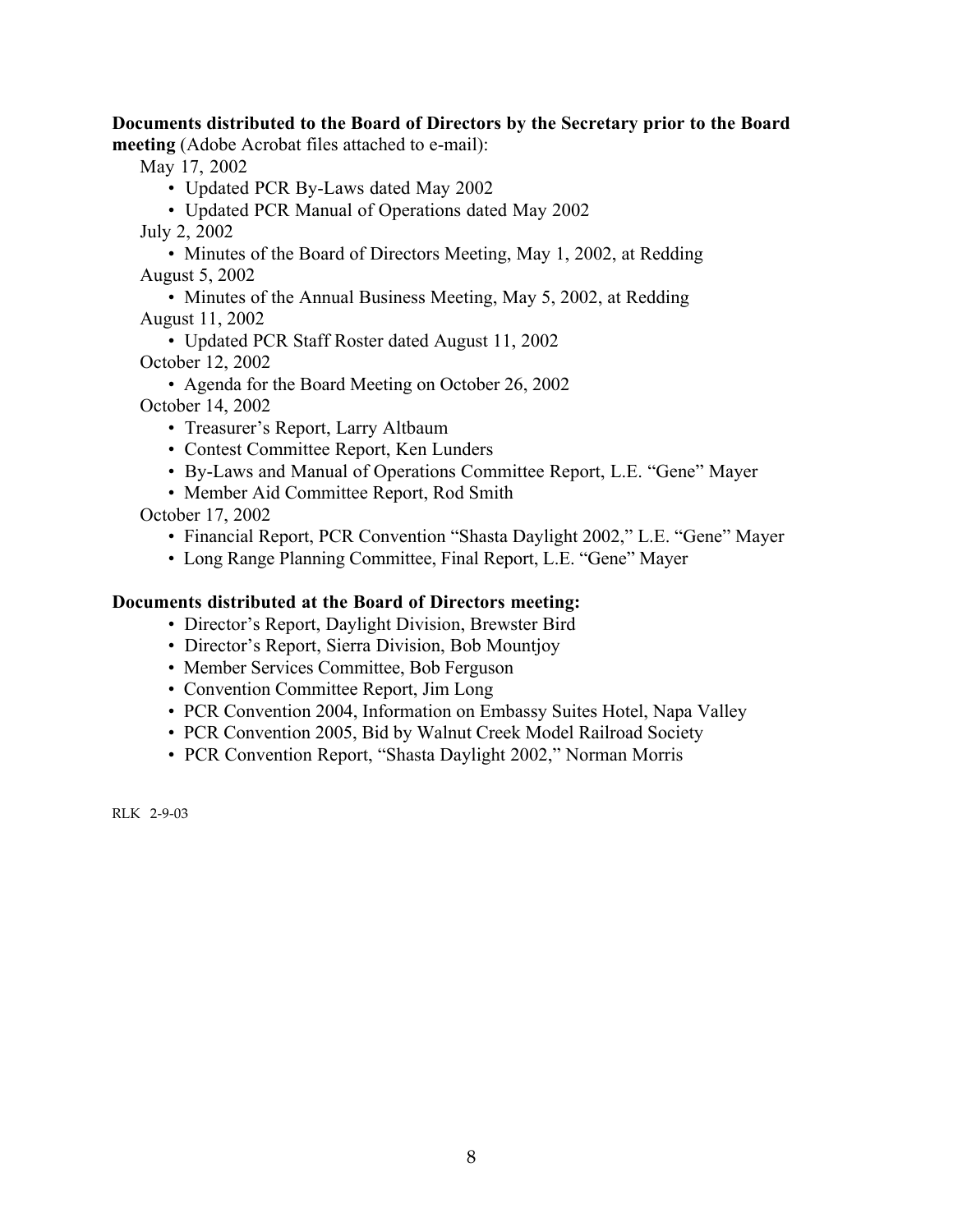**Documents distributed to the Board of Directors by the Secretary prior to the Board meeting** (Adobe Acrobat files attached to e-mail):

May 17, 2002

- Updated PCR By-Laws dated May 2002
- Updated PCR Manual of Operations dated May 2002

July 2, 2002

- Minutes of the Board of Directors Meeting, May 1, 2002, at Redding

August 5, 2002

- Minutes of the Annual Business Meeting, May 5, 2002, at Redding

August 11, 2002

- Updated PCR Staff Roster dated August 11, 2002

October 12, 2002

- Agenda for the Board Meeting on October 26, 2002

October 14, 2002

- Treasurer's Report, Larry Altbaum
- Contest Committee Report, Ken Lunders
- By-Laws and Manual of Operations Committee Report, L.E. "Gene" Mayer
- Member Aid Committee Report, Rod Smith

October 17, 2002

- Financial Report, PCR Convention "Shasta Daylight 2002," L.E. "Gene" Mayer
- Long Range Planning Committee, Final Report, L.E. "Gene" Mayer

**Documents distributed at the Board of Directors meeting:**

- Director's Report, Daylight Division, Brewster Bird
- Director's Report, Sierra Division, Bob Mountjoy
- Member Services Committee, Bob Ferguson
- Convention Committee Report, Jim Long
- PCR Convention 2004, Information on Embassy Suites Hotel, Napa Valley
- PCR Convention 2005, Bid by Walnut Creek Model Railroad Society
- PCR Convention Report, "Shasta Daylight 2002," Norman Morris

RLK 2-9-03